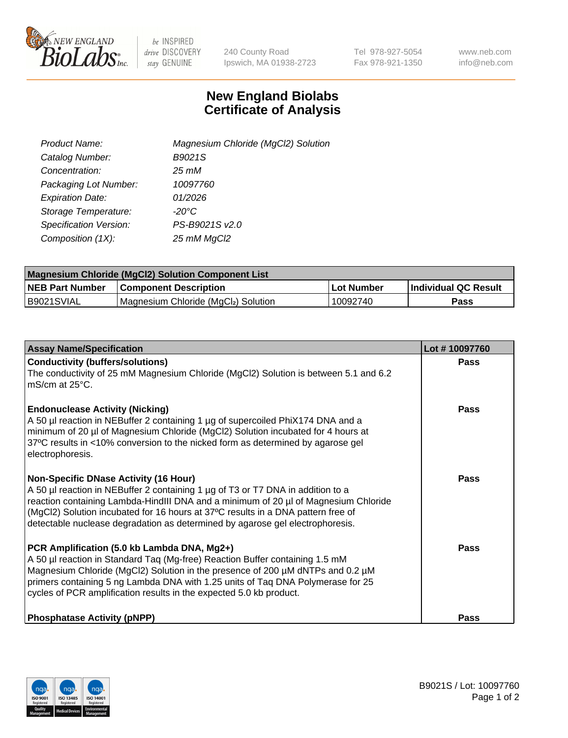New England BioLabs Inc. — be INSPIRED drive DISCOVERY stay GENUINE

240 County Road
Ipswich, MA 01938-2723

Tel 978-927-5054
Fax 978-921-1350

www.neb.com
info@neb.com

# New England Biolabs
# Certificate of Analysis

| | |
|---|---|
| *Product Name:* | *Magnesium Chloride (MgCl2) Solution* |
| *Catalog Number:* | *B9021S* |
| *Concentration:* | *25 mM* |
| *Packaging Lot Number:* | *10097760* |
| *Expiration Date:* | *01/2026* |
| *Storage Temperature:* | *-20°C* |
| *Specification Version:* | *PS-B9021S v2.0* |
| *Composition (1X):* | *25 mM MgCl2* |

| **Magnesium Chloride (MgCl2) Solution Component List** | | | |
|---|---|---|---|
| **NEB Part Number** | **Component Description** | **Lot Number** | **Individual QC Result** |
| B9021SVIAL | Magnesium Chloride ($MgCl_2$) Solution | 10092740 | **Pass** |

| **Assay Name/Specification** | **Lot # 10097760** |
|---|---|
| **Conductivity (buffers/solutions)** The conductivity of 25 mM Magnesium Chloride (MgCl2) Solution is between 5.1 and 6.2 mS/cm at 25°C. | **Pass** |
| **Endonuclease Activity (Nicking)** A 50 µl reaction in NEBuffer 2 containing 1 µg of supercoiled PhiX174 DNA and a minimum of 20 µl of Magnesium Chloride (MgCl2) Solution incubated for 4 hours at 37ºC results in <10% conversion to the nicked form as determined by agarose gel electrophoresis. | **Pass** |
| **Non-Specific DNase Activity (16 Hour)** A 50 µl reaction in NEBuffer 2 containing 1 µg of T3 or T7 DNA in addition to a reaction containing Lambda-HindIII DNA and a minimum of 20 µl of Magnesium Chloride (MgCl2) Solution incubated for 16 hours at 37ºC results in a DNA pattern free of detectable nuclease degradation as determined by agarose gel electrophoresis. | **Pass** |
| **PCR Amplification (5.0 kb Lambda DNA, Mg2+)** A 50 µl reaction in Standard Taq (Mg-free) Reaction Buffer containing 1.5 mM Magnesium Chloride (MgCl2) Solution in the presence of 200 µM dNTPs and 0.2 µM primers containing 5 ng Lambda DNA with 1.25 units of Taq DNA Polymerase for 25 cycles of PCR amplification results in the expected 5.0 kb product. | **Pass** |
| **Phosphatase Activity (pNPP)** | **Pass** |

B9021S / Lot: 10097760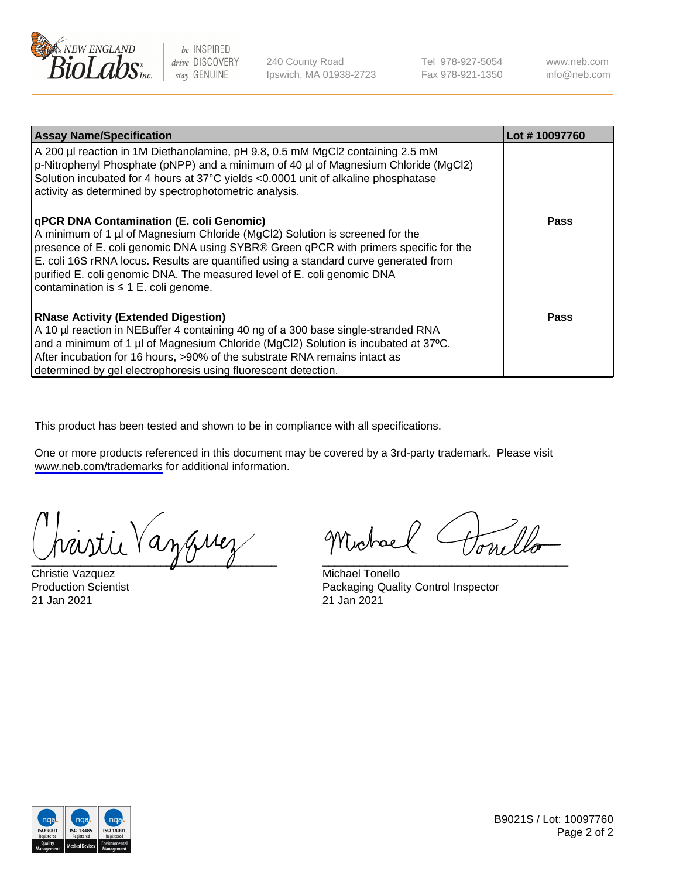| Assay Name/Specification | Lot # 10097760 |
| --- | --- |
| A 200 µl reaction in 1M Diethanolamine, pH 9.8, 0.5 mM $MgCl_2$ containing 2.5 mM p-Nitrophenyl Phosphate (pNPP) and a minimum of 40 µl of Magnesium Chloride ($MgCl_2$) Solution incubated for 4 hours at 37°C yields <0.0001 unit of alkaline phosphatase activity as determined by spectrophotometric analysis. | |
| **qPCR DNA Contamination (E. coli Genomic)**<br>A minimum of 1 µl of Magnesium Chloride ($MgCl_2$) Solution is screened for the presence of E. coli genomic DNA using SYBR® Green qPCR with primers specific for the E. coli 16S rRNA locus. Results are quantified using a standard curve generated from purified E. coli genomic DNA. The measured level of E. coli genomic DNA contamination is ≤ 1 E. coli genome. | **Pass** |
| **RNase Activity (Extended Digestion)**<br>A 10 µl reaction in NEBuffer 4 containing 40 ng of a 300 base single-stranded RNA and a minimum of 1 µl of Magnesium Chloride ($MgCl_2$) Solution is incubated at 37ºC. After incubation for 16 hours, >90% of the substrate RNA remains intact as determined by gel electrophoresis using fluorescent detection. | **Pass** |

This product has been tested and shown to be in compliance with all specifications.

One or more products referenced in this document may be covered by a 3rd-party trademark. Please visit www.neb.com/trademarks for additional information.

Christie Vazquez
Production Scientist
21 Jan 2021

Michael Tonello
Packaging Quality Control Inspector
21 Jan 2021

B9021S / Lot: 10097760